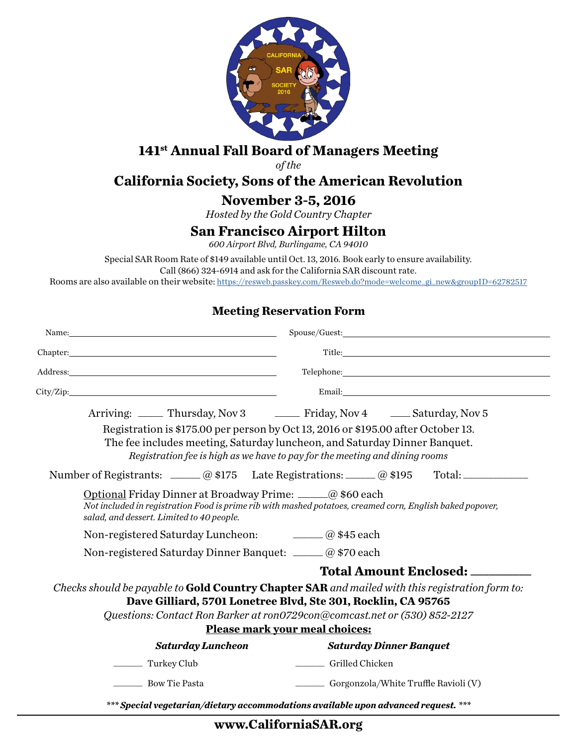# 141st Annual Fall Board of Managers Meeting

*of the*

## California Society, Sons of the American Revolution

## November 3-5, 2016

*Hosted by the Gold Country Chapter*

## San Francisco Airport Hilton

*600 Airport Blvd, Burlingame, CA 94010*

Special SAR Room Rate of $149 available until Oct. 13, 2016. Book early to ensure availability.
Call (866) 324-6914 and ask for the California SAR discount rate.
Rooms are also available on their website: https://resweb.passkey.com/Resweb.do?mode=welcome_gi_new&groupID=62782517

### Meeting Reservation Form

Name: ____________________ Spouse/Guest: ____________________

Chapter: ____________________ Title: ____________________

Address: ____________________ Telephone: ____________________

City/Zip: ____________________ Email: ____________________

Arriving: ____ Thursday, Nov 3 ____ Friday, Nov 4 ____ Saturday, Nov 5

Registration is $175.00 per person by Oct 13, 2016 or $195.00 after October 13.
The fee includes meeting, Saturday luncheon, and Saturday Dinner Banquet.
*Registration fee is high as we have to pay for the meeting and dining rooms*

Number of Registrants: _____ @ $175 Late Registrations: _____ @ $195 Total: __________

Optional Friday Dinner at Broadway Prime: _____@ $60 each
*Not included in registration Food is prime rib with mashed potatoes, creamed corn, English baked popover, salad, and dessert. Limited to 40 people.*

Non-registered Saturday Luncheon: _____ @ $45 each

Non-registered Saturday Dinner Banquet: _____ @ $70 each

**Total Amount Enclosed: _________**

*Checks should be payable to* **Gold Country Chapter SAR** *and mailed with this registration form to:*
**Dave Gilliard, 5701 Lonetree Blvd, Ste 301, Rocklin, CA 95765**
*Questions: Contact Ron Barker at ron0729con@comcast.net or (530) 852-2127*

**Please mark your meal choices:**

***Saturday Luncheon***

_____ Turkey Club

_____ Bow Tie Pasta

***Saturday Dinner Banquet***

_____ Grilled Chicken

_____ Gorgonzola/White Truffle Ravioli (V)

****** Special vegetarian/dietary accommodations available upon advanced request. *****

**www.CaliforniaSAR.org**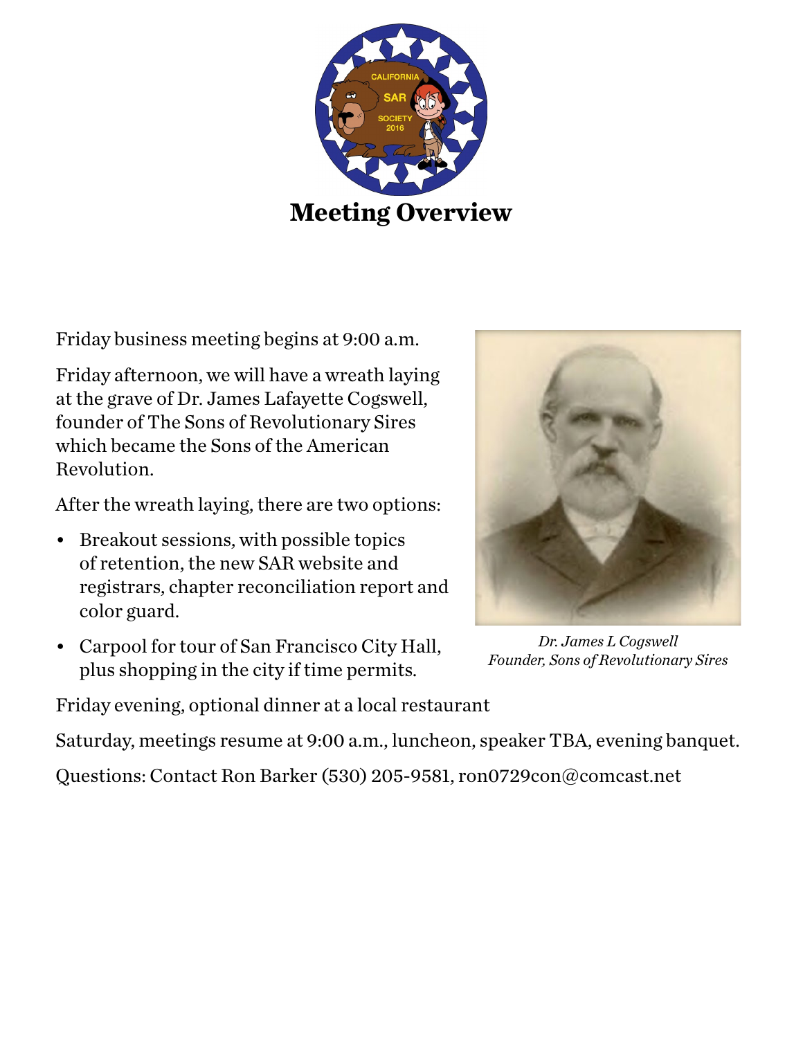# Meeting Overview

Friday business meeting begins at 9:00 a.m.

Friday afternoon, we will have a wreath laying at the grave of Dr. James Lafayette Cogswell, founder of The Sons of Revolutionary Sires which became the Sons of the American Revolution.

After the wreath laying, there are two options:

- Breakout sessions, with possible topics of retention, the new SAR website and registrars, chapter reconciliation report and color guard.
- Carpool for tour of San Francisco City Hall, plus shopping in the city if time permits.

*Dr. James L Cogswell*
*Founder, Sons of Revolutionary Sires*

Friday evening, optional dinner at a local restaurant

Saturday, meetings resume at 9:00 a.m., luncheon, speaker TBA, evening banquet.

Questions: Contact Ron Barker (530) 205-9581, ron0729con@comcast.net